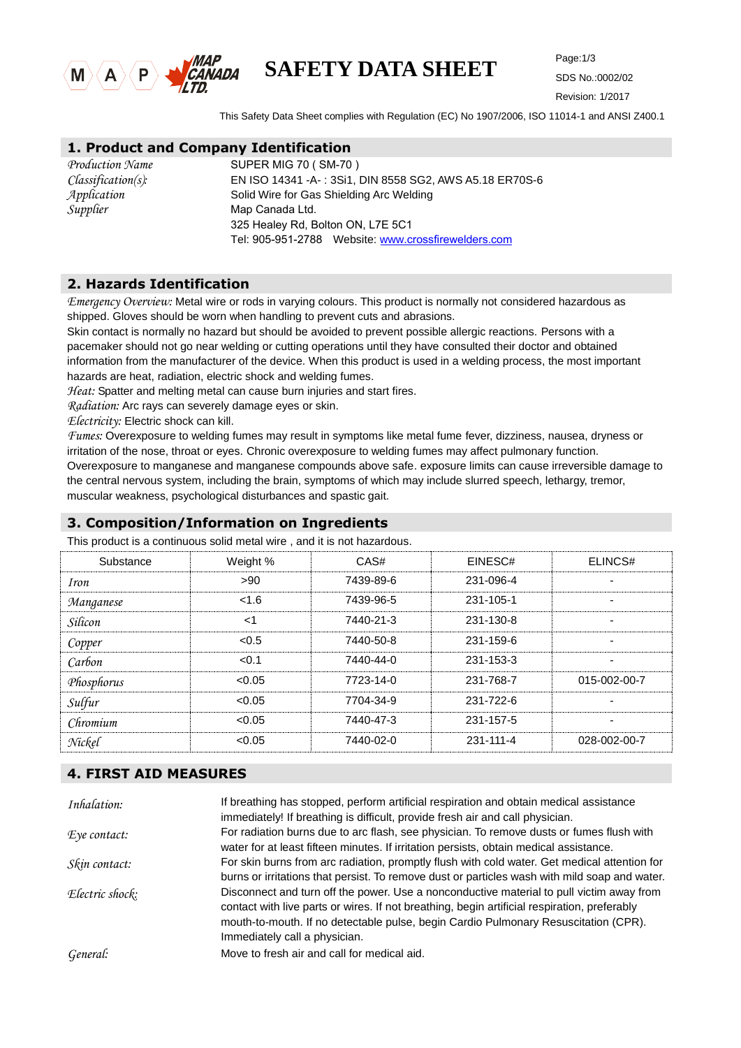# SAFETY DATA SHEET

SDS No.:0002/02

Revision: 1/2017

This Safety Data Sheet complies with Regulation (EC) No 1907/2006, ISO 11014-1 and ANSI Z400.1

## 1. Product and Company Identification

| | |
|---|---|
| *Production Name* | SUPER MIG 70 ( SM-70 ) |
| *Classification(s):* | EN ISO 14341 -A- : 3Si1, DIN 8558 SG2, AWS A5.18 ER70S-6 |
| *Application* | Solid Wire for Gas Shielding Arc Welding |
| *Supplier* | Map Canada Ltd.<br>325 Healey Rd, Bolton ON, L7E 5C1<br>Tel: 905-951-2788 Website: www.crossfirewelders.com |

## 2. Hazards Identification

*Emergency Overview:* Metal wire or rods in varying colours. This product is normally not considered hazardous as shipped. Gloves should be worn when handling to prevent cuts and abrasions.

Skin contact is normally no hazard but should be avoided to prevent possible allergic reactions. Persons with a pacemaker should not go near welding or cutting operations until they have consulted their doctor and obtained information from the manufacturer of the device. When this product is used in a welding process, the most important hazards are heat, radiation, electric shock and welding fumes.

*Heat:* Spatter and melting metal can cause burn injuries and start fires.

*Radiation:* Arc rays can severely damage eyes or skin.

*Electricity:* Electric shock can kill.

*Fumes:* Overexposure to welding fumes may result in symptoms like metal fume fever, dizziness, nausea, dryness or irritation of the nose, throat or eyes. Chronic overexposure to welding fumes may affect pulmonary function.

Overexposure to manganese and manganese compounds above safe. exposure limits can cause irreversible damage to the central nervous system, including the brain, symptoms of which may include slurred speech, lethargy, tremor, muscular weakness, psychological disturbances and spastic gait.

## 3. Composition/Information on Ingredients

This product is a continuous solid metal wire , and it is not hazardous.

| Substance | Weight % | CAS# | EINESC# | ELINCS# |
|---|---|---|---|---|
| *Iron* | >90 | 7439-89-6 | 231-096-4 | - |
| *Manganese* | <1.6 | 7439-96-5 | 231-105-1 | - |
| *Silicon* | <1 | 7440-21-3 | 231-130-8 | - |
| *Copper* | <0.5 | 7440-50-8 | 231-159-6 | - |
| *Carbon* | <0.1 | 7440-44-0 | 231-153-3 | - |
| *Phosphorus* | <0.05 | 7723-14-0 | 231-768-7 | 015-002-00-7 |
| *Sulfur* | <0.05 | 7704-34-9 | 231-722-6 | - |
| *Chromium* | <0.05 | 7440-47-3 | 231-157-5 | - |
| *Nickel* | <0.05 | 7440-02-0 | 231-111-4 | 028-002-00-7 |

## 4. FIRST AID MEASURES

| | |
|---|---|
| *Inhalation:* | If breathing has stopped, perform artificial respiration and obtain medical assistance immediately! If breathing is difficult, provide fresh air and call physician. |
| *Eye contact:* | For radiation burns due to arc flash, see physician. To remove dusts or fumes flush with water for at least fifteen minutes. If irritation persists, obtain medical assistance. |
| *Skin contact:* | For skin burns from arc radiation, promptly flush with cold water. Get medical attention for burns or irritations that persist. To remove dust or particles wash with mild soap and water. |
| *Electric shock:* | Disconnect and turn off the power. Use a nonconductive material to pull victim away from contact with live parts or wires. If not breathing, begin artificial respiration, preferably mouth-to-mouth. If no detectable pulse, begin Cardio Pulmonary Resuscitation (CPR). Immediately call a physician. |
| *General:* | Move to fresh air and call for medical aid. |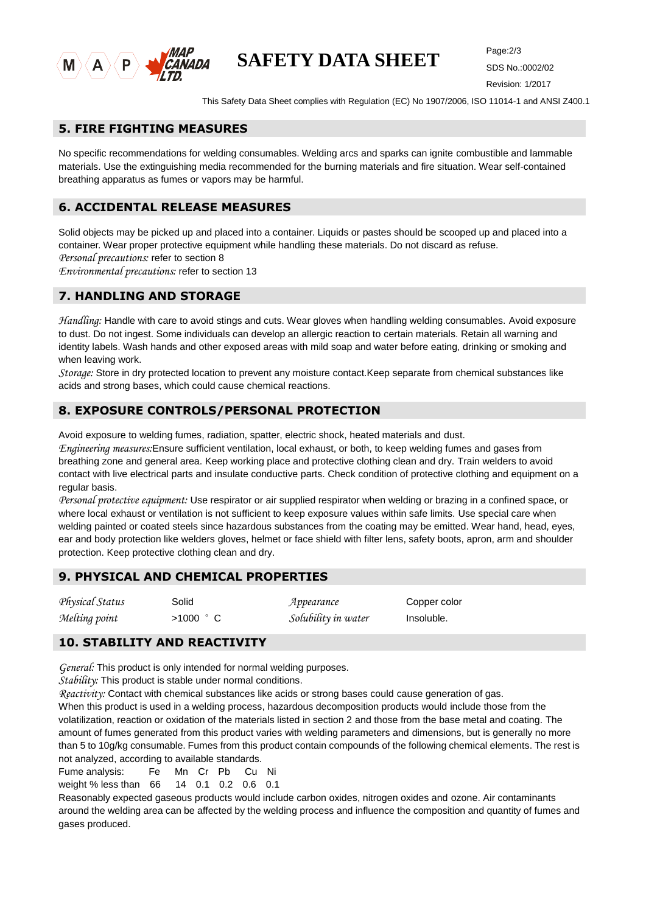## 5. FIRE FIGHTING MEASURES

No specific recommendations for welding consumables. Welding arcs and sparks can ignite combustible and lammable materials. Use the extinguishing media recommended for the burning materials and fire situation. Wear self-contained breathing apparatus as fumes or vapors may be harmful.

## 6. ACCIDENTAL RELEASE MEASURES

Solid objects may be picked up and placed into a container. Liquids or pastes should be scooped up and placed into a container. Wear proper protective equipment while handling these materials. Do not discard as refuse.
*Personal precautions:* refer to section 8
*Environmental precautions:* refer to section 13

## 7. HANDLING AND STORAGE

*Handling:* Handle with care to avoid stings and cuts. Wear gloves when handling welding consumables. Avoid exposure to dust. Do not ingest. Some individuals can develop an allergic reaction to certain materials. Retain all warning and identity labels. Wash hands and other exposed areas with mild soap and water before eating, drinking or smoking and when leaving work.
*Storage:* Store in dry protected location to prevent any moisture contact.Keep separate from chemical substances like acids and strong bases, which could cause chemical reactions.

## 8. EXPOSURE CONTROLS/PERSONAL PROTECTION

Avoid exposure to welding fumes, radiation, spatter, electric shock, heated materials and dust.
*Engineering measures:*Ensure sufficient ventilation, local exhaust, or both, to keep welding fumes and gases from breathing zone and general area. Keep working place and protective clothing clean and dry. Train welders to avoid contact with live electrical parts and insulate conductive parts. Check condition of protective clothing and equipment on a regular basis.
*Personal protective equipment:* Use respirator or air supplied respirator when welding or brazing in a confined space, or where local exhaust or ventilation is not sufficient to keep exposure values within safe limits. Use special care when welding painted or coated steels since hazardous substances from the coating may be emitted. Wear hand, head, eyes, ear and body protection like welders gloves, helmet or face shield with filter lens, safety boots, apron, arm and shoulder protection. Keep protective clothing clean and dry.

## 9. PHYSICAL AND CHEMICAL PROPERTIES

| | | | |
|---|---|---|---|
| *Physical Status* | Solid | *Appearance* | Copper color |
| *Melting point* | >1000 °C | *Solubility in water* | Insoluble. |

## 10. STABILITY AND REACTIVITY

*General:* This product is only intended for normal welding purposes.
*Stability:* This product is stable under normal conditions.
*Reactivity:* Contact with chemical substances like acids or strong bases could cause generation of gas.
When this product is used in a welding process, hazardous decomposition products would include those from the volatilization, reaction or oxidation of the materials listed in section 2 and those from the base metal and coating. The amount of fumes generated from this product varies with welding parameters and dimensions, but is generally no more than 5 to 10g/kg consumable. Fumes from this product contain compounds of the following chemical elements. The rest is not analyzed, according to available standards.

| Fume analysis: | Fe | Mn | Cr | Pb | Cu | Ni |
|---|---|---|---|---|---|---|
| weight % less than | 66 | 14 | 0.1 | 0.2 | 0.6 | 0.1 |

Reasonably expected gaseous products would include carbon oxides, nitrogen oxides and ozone. Air contaminants around the welding area can be affected by the welding process and influence the composition and quantity of fumes and gases produced.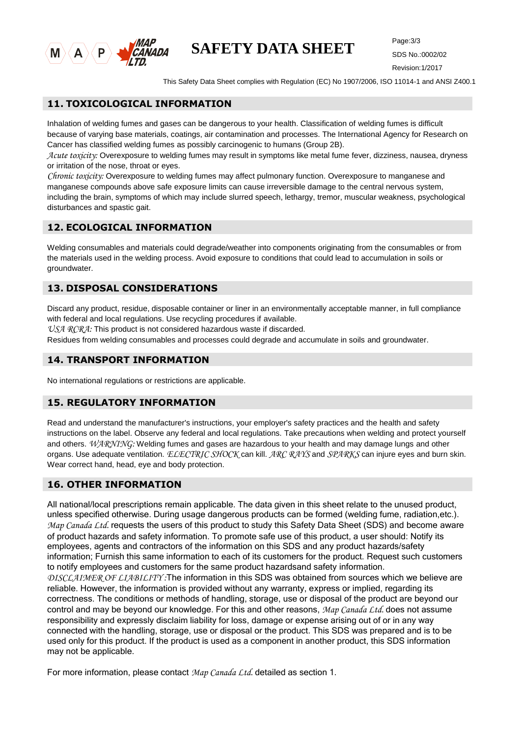## 11. TOXICOLOGICAL INFORMATION

Inhalation of welding fumes and gases can be dangerous to your health. Classification of welding fumes is difficult because of varying base materials, coatings, air contamination and processes. The International Agency for Research on Cancer has classified welding fumes as possibly carcinogenic to humans (Group 2B).

*Acute toxicity:* Overexposure to welding fumes may result in symptoms like metal fume fever, dizziness, nausea, dryness or irritation of the nose, throat or eyes.

*Chronic toxicity:* Overexposure to welding fumes may affect pulmonary function. Overexposure to manganese and manganese compounds above safe exposure limits can cause irreversible damage to the central nervous system, including the brain, symptoms of which may include slurred speech, lethargy, tremor, muscular weakness, psychological disturbances and spastic gait.

## 12. ECOLOGICAL INFORMATION

Welding consumables and materials could degrade/weather into components originating from the consumables or from the materials used in the welding process. Avoid exposure to conditions that could lead to accumulation in soils or groundwater.

## 13. DISPOSAL CONSIDERATIONS

Discard any product, residue, disposable container or liner in an environmentally acceptable manner, in full compliance with federal and local regulations. Use recycling procedures if available.

*USA RCRA:* This product is not considered hazardous waste if discarded.

Residues from welding consumables and processes could degrade and accumulate in soils and groundwater.

## 14. TRANSPORT INFORMATION

No international regulations or restrictions are applicable.

## 15. REGULATORY INFORMATION

Read and understand the manufacturer's instructions, your employer's safety practices and the health and safety instructions on the label. Observe any federal and local regulations. Take precautions when welding and protect yourself and others. *WARNING:* Welding fumes and gases are hazardous to your health and may damage lungs and other organs. Use adequate ventilation. *ELECTRIC SHOCK* can kill. *ARC RAYS* and *SPARKS* can injure eyes and burn skin. Wear correct hand, head, eye and body protection.

## 16. OTHER INFORMATION

All national/local prescriptions remain applicable. The data given in this sheet relate to the unused product, unless specified otherwise. During usage dangerous products can be formed (welding fume, radiation,etc.). *Map Canada Ltd.* requests the users of this product to study this Safety Data Sheet (SDS) and become aware of product hazards and safety information. To promote safe use of this product, a user should: Notify its employees, agents and contractors of the information on this SDS and any product hazards/safety information; Furnish this same information to each of its customers for the product. Request such customers to notify employees and customers for the same product hazardsand safety information.

*DISCLAIMER OF LIABILITY:* The information in this SDS was obtained from sources which we believe are reliable. However, the information is provided without any warranty, express or implied, regarding its correctness. The conditions or methods of handling, storage, use or disposal of the product are beyond our control and may be beyond our knowledge. For this and other reasons, *Map Canada Ltd.* does not assume responsibility and expressly disclaim liability for loss, damage or expense arising out of or in any way connected with the handling, storage, use or disposal or the product. This SDS was prepared and is to be used only for this product. If the product is used as a component in another product, this SDS information may not be applicable.

For more information, please contact *Map Canada Ltd.* detailed as section 1.